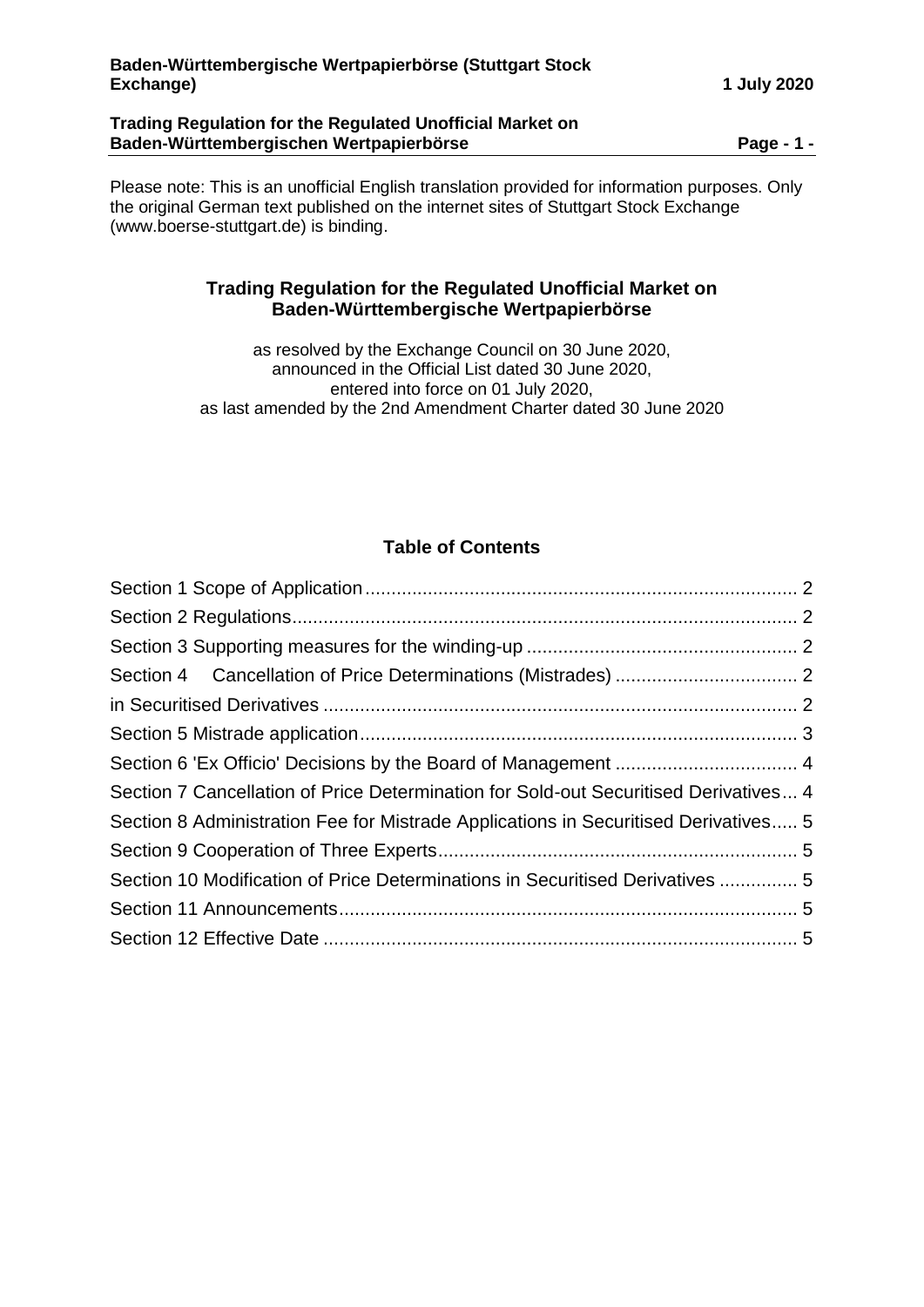Please note: This is an unofficial English translation provided for information purposes. Only the original German text published on the internet sites of Stuttgart Stock Exchange (www.boerse-stuttgart.de) is binding.

# Trading Regulation for the Regulated Unofficial Market on Baden-Württembergische Wertpapierbörse

as resolved by the Exchange Council on 30 June 2020,
announced in the Official List dated 30 June 2020,
entered into force on 01 July 2020,
as last amended by the 2nd Amendment Charter dated 30 June 2020

## Table of Contents

Section 1 Scope of Application ... 2
Section 2 Regulations ... 2
Section 3 Supporting measures for the winding-up ... 2
Section 4 Cancellation of Price Determinations (Mistrades) ... 2
in Securitised Derivatives ... 2
Section 5 Mistrade application ... 3
Section 6 'Ex Officio' Decisions by the Board of Management ... 4
Section 7 Cancellation of Price Determination for Sold-out Securitised Derivatives ... 4
Section 8 Administration Fee for Mistrade Applications in Securitised Derivatives ... 5
Section 9 Cooperation of Three Experts ... 5
Section 10 Modification of Price Determinations in Securitised Derivatives ... 5
Section 11 Announcements ... 5
Section 12 Effective Date ... 5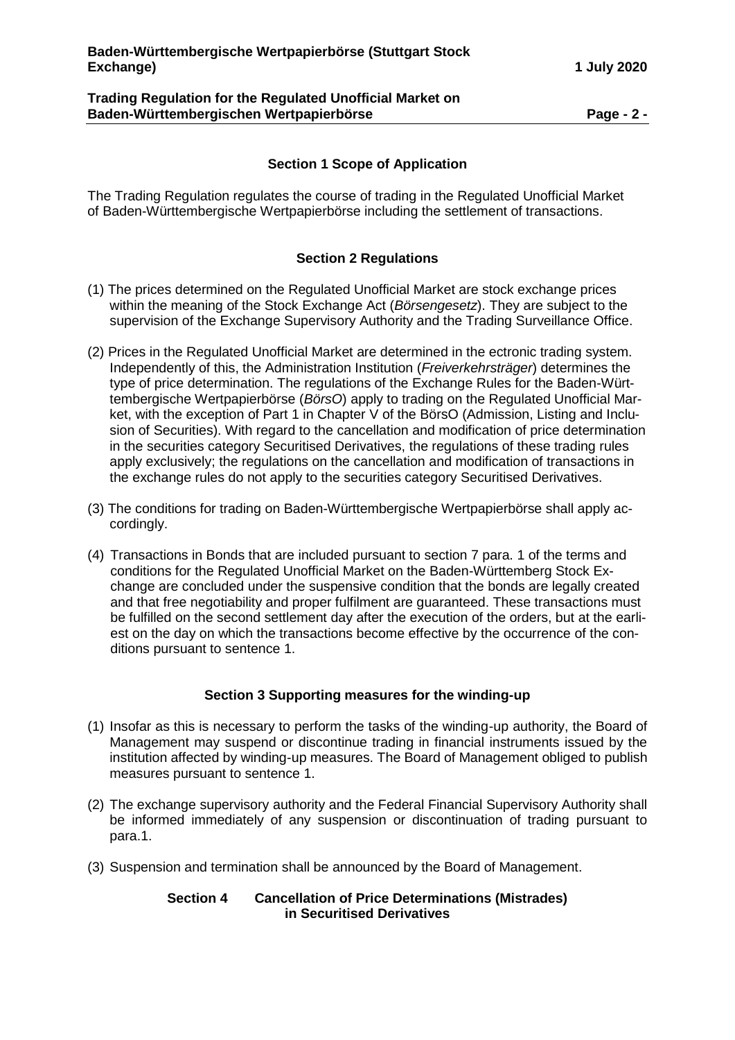## Section 1 Scope of Application

The Trading Regulation regulates the course of trading in the Regulated Unofficial Market of Baden-Württembergische Wertpapierbörse including the settlement of transactions.

## Section 2 Regulations

(1) The prices determined on the Regulated Unofficial Market are stock exchange prices within the meaning of the Stock Exchange Act (*Börsengesetz*). They are subject to the supervision of the Exchange Supervisory Authority and the Trading Surveillance Office.

(2) Prices in the Regulated Unofficial Market are determined in the ectronic trading system. Independently of this, the Administration Institution (*Freiverkehrsträger*) determines the type of price determination. The regulations of the Exchange Rules for the Baden-Württembergische Wertpapierbörse (*BörsO*) apply to trading on the Regulated Unofficial Market, with the exception of Part 1 in Chapter V of the BörsO (Admission, Listing and Inclusion of Securities). With regard to the cancellation and modification of price determination in the securities category Securitised Derivatives, the regulations of these trading rules apply exclusively; the regulations on the cancellation and modification of transactions in the exchange rules do not apply to the securities category Securitised Derivatives.

(3) The conditions for trading on Baden-Württembergische Wertpapierbörse shall apply accordingly.

(4) Transactions in Bonds that are included pursuant to section 7 para. 1 of the terms and conditions for the Regulated Unofficial Market on the Baden-Württemberg Stock Exchange are concluded under the suspensive condition that the bonds are legally created and that free negotiability and proper fulfilment are guaranteed. These transactions must be fulfilled on the second settlement day after the execution of the orders, but at the earliest on the day on which the transactions become effective by the occurrence of the conditions pursuant to sentence 1.

## Section 3 Supporting measures for the winding-up

(1) Insofar as this is necessary to perform the tasks of the winding-up authority, the Board of Management may suspend or discontinue trading in financial instruments issued by the institution affected by winding-up measures. The Board of Management obliged to publish measures pursuant to sentence 1.

(2) The exchange supervisory authority and the Federal Financial Supervisory Authority shall be informed immediately of any suspension or discontinuation of trading pursuant to para.1.

(3) Suspension and termination shall be announced by the Board of Management.

## Section 4 Cancellation of Price Determinations (Mistrades) in Securitised Derivatives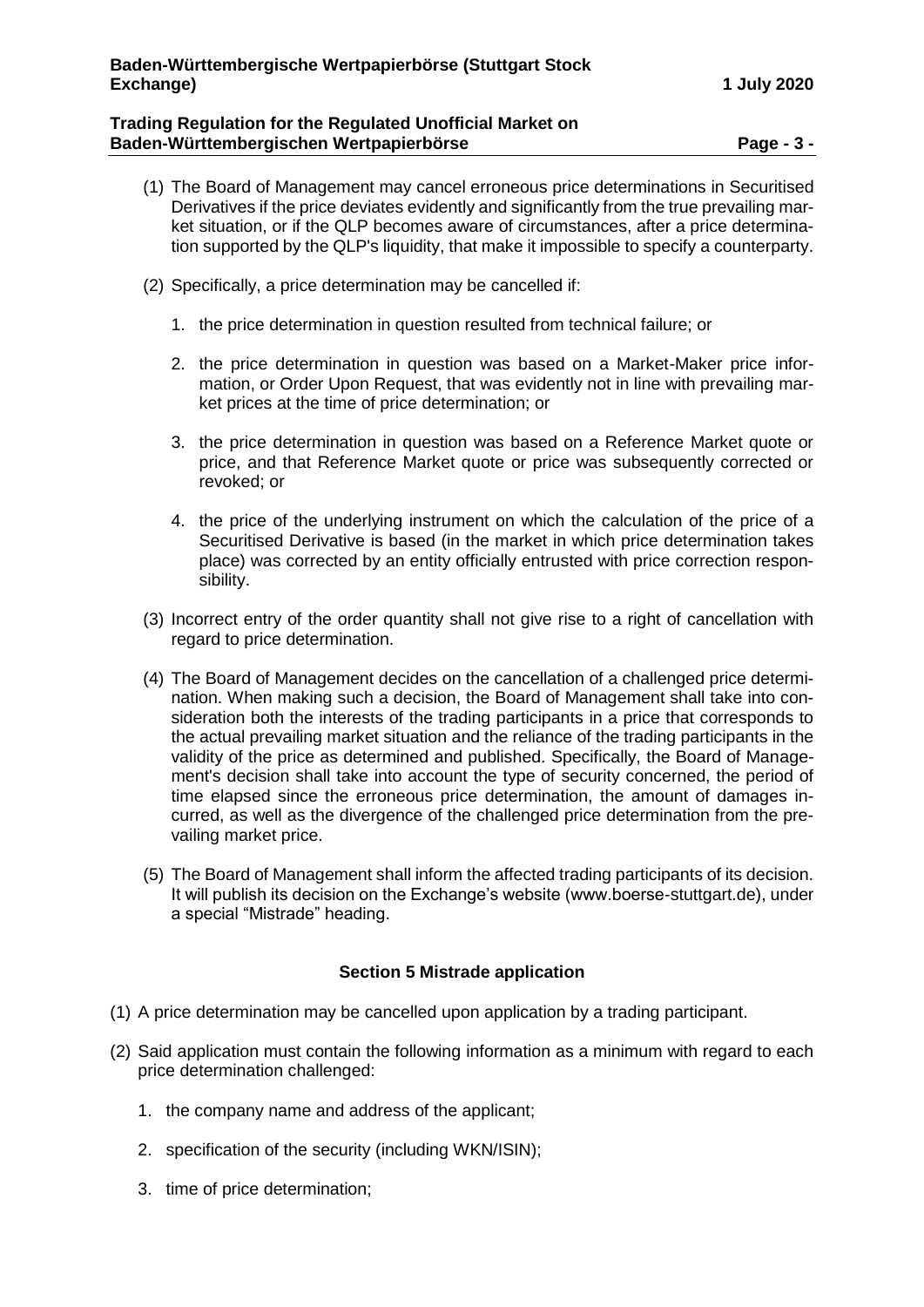(1) The Board of Management may cancel erroneous price determinations in Securitised Derivatives if the price deviates evidently and significantly from the true prevailing market situation, or if the QLP becomes aware of circumstances, after a price determination supported by the QLP's liquidity, that make it impossible to specify a counterparty.

(2) Specifically, a price determination may be cancelled if:

1. the price determination in question resulted from technical failure; or
2. the price determination in question was based on a Market-Maker price information, or Order Upon Request, that was evidently not in line with prevailing market prices at the time of price determination; or
3. the price determination in question was based on a Reference Market quote or price, and that Reference Market quote or price was subsequently corrected or revoked; or
4. the price of the underlying instrument on which the calculation of the price of a Securitised Derivative is based (in the market in which price determination takes place) was corrected by an entity officially entrusted with price correction responsibility.

(3) Incorrect entry of the order quantity shall not give rise to a right of cancellation with regard to price determination.

(4) The Board of Management decides on the cancellation of a challenged price determination. When making such a decision, the Board of Management shall take into consideration both the interests of the trading participants in a price that corresponds to the actual prevailing market situation and the reliance of the trading participants in the validity of the price as determined and published. Specifically, the Board of Management's decision shall take into account the type of security concerned, the period of time elapsed since the erroneous price determination, the amount of damages incurred, as well as the divergence of the challenged price determination from the prevailing market price.

(5) The Board of Management shall inform the affected trading participants of its decision. It will publish its decision on the Exchange's website (www.boerse-stuttgart.de), under a special "Mistrade" heading.

## Section 5 Mistrade application

(1) A price determination may be cancelled upon application by a trading participant.

(2) Said application must contain the following information as a minimum with regard to each price determination challenged:

1. the company name and address of the applicant;
2. specification of the security (including WKN/ISIN);
3. time of price determination;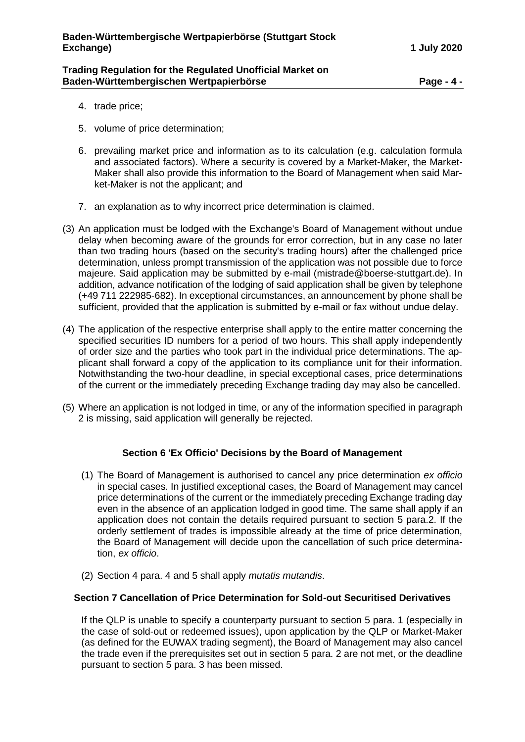4. trade price;

5. volume of price determination;

6. prevailing market price and information as to its calculation (e.g. calculation formula and associated factors). Where a security is covered by a Market-Maker, the Market-Maker shall also provide this information to the Board of Management when said Market-Maker is not the applicant; and

7. an explanation as to why incorrect price determination is claimed.

(3) An application must be lodged with the Exchange's Board of Management without undue delay when becoming aware of the grounds for error correction, but in any case no later than two trading hours (based on the security's trading hours) after the challenged price determination, unless prompt transmission of the application was not possible due to force majeure. Said application may be submitted by e-mail (mistrade@boerse-stuttgart.de). In addition, advance notification of the lodging of said application shall be given by telephone (+49 711 222985-682). In exceptional circumstances, an announcement by phone shall be sufficient, provided that the application is submitted by e-mail or fax without undue delay.

(4) The application of the respective enterprise shall apply to the entire matter concerning the specified securities ID numbers for a period of two hours. This shall apply independently of order size and the parties who took part in the individual price determinations. The applicant shall forward a copy of the application to its compliance unit for their information. Notwithstanding the two-hour deadline, in special exceptional cases, price determinations of the current or the immediately preceding Exchange trading day may also be cancelled.

(5) Where an application is not lodged in time, or any of the information specified in paragraph 2 is missing, said application will generally be rejected.

### Section 6 'Ex Officio' Decisions by the Board of Management

(1) The Board of Management is authorised to cancel any price determination *ex officio* in special cases. In justified exceptional cases, the Board of Management may cancel price determinations of the current or the immediately preceding Exchange trading day even in the absence of an application lodged in good time. The same shall apply if an application does not contain the details required pursuant to section 5 para.2. If the orderly settlement of trades is impossible already at the time of price determination, the Board of Management will decide upon the cancellation of such price determination, *ex officio*.

(2) Section 4 para. 4 and 5 shall apply *mutatis mutandis*.

### Section 7 Cancellation of Price Determination for Sold-out Securitised Derivatives

If the QLP is unable to specify a counterparty pursuant to section 5 para. 1 (especially in the case of sold-out or redeemed issues), upon application by the QLP or Market-Maker (as defined for the EUWAX trading segment), the Board of Management may also cancel the trade even if the prerequisites set out in section 5 para. 2 are not met, or the deadline pursuant to section 5 para. 3 has been missed.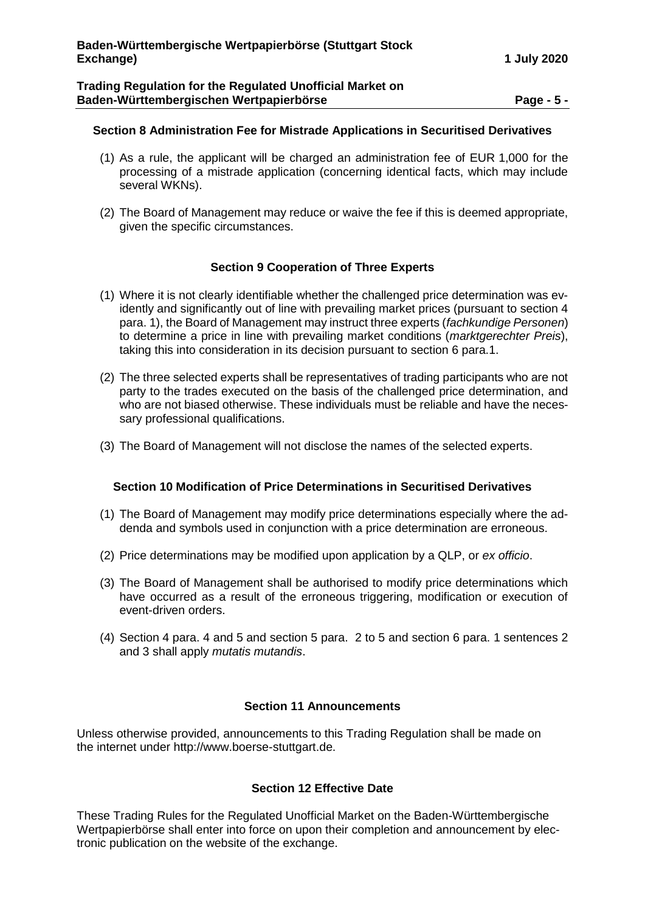## Section 8 Administration Fee for Mistrade Applications in Securitised Derivatives

(1) As a rule, the applicant will be charged an administration fee of EUR 1,000 for the processing of a mistrade application (concerning identical facts, which may include several WKNs).

(2) The Board of Management may reduce or waive the fee if this is deemed appropriate, given the specific circumstances.

## Section 9 Cooperation of Three Experts

(1) Where it is not clearly identifiable whether the challenged price determination was evidently and significantly out of line with prevailing market prices (pursuant to section 4 para. 1), the Board of Management may instruct three experts (*fachkundige Personen*) to determine a price in line with prevailing market conditions (*marktgerechter Preis*), taking this into consideration in its decision pursuant to section 6 para.1.

(2) The three selected experts shall be representatives of trading participants who are not party to the trades executed on the basis of the challenged price determination, and who are not biased otherwise. These individuals must be reliable and have the necessary professional qualifications.

(3) The Board of Management will not disclose the names of the selected experts.

## Section 10 Modification of Price Determinations in Securitised Derivatives

(1) The Board of Management may modify price determinations especially where the addenda and symbols used in conjunction with a price determination are erroneous.

(2) Price determinations may be modified upon application by a QLP, or *ex officio*.

(3) The Board of Management shall be authorised to modify price determinations which have occurred as a result of the erroneous triggering, modification or execution of event-driven orders.

(4) Section 4 para. 4 and 5 and section 5 para. 2 to 5 and section 6 para. 1 sentences 2 and 3 shall apply *mutatis mutandis*.

## Section 11 Announcements

Unless otherwise provided, announcements to this Trading Regulation shall be made on the internet under http://www.boerse-stuttgart.de.

## Section 12 Effective Date

These Trading Rules for the Regulated Unofficial Market on the Baden-Württembergische Wertpapierbörse shall enter into force on upon their completion and announcement by electronic publication on the website of the exchange.